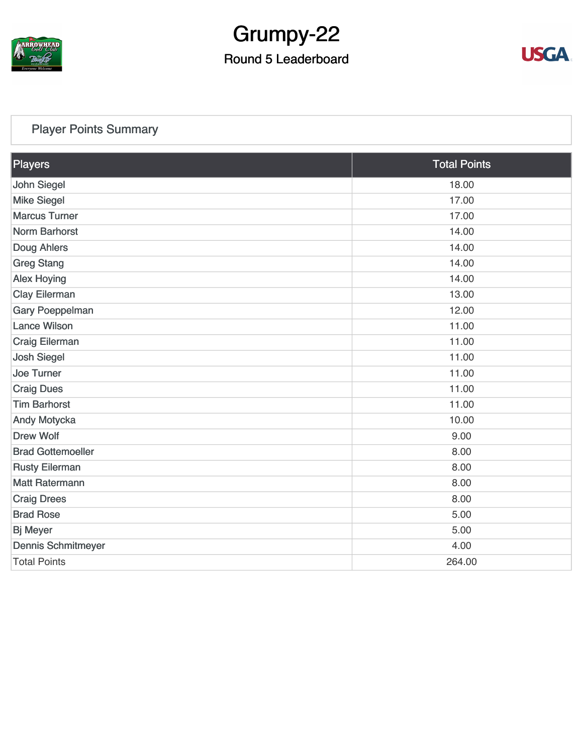# Grumpy-22

## Round 5 Leaderboard

### Player Points Summary

| Players | Total Points |
|---|---|
| John Siegel | 18.00 |
| Mike Siegel | 17.00 |
| Marcus Turner | 17.00 |
| Norm Barhorst | 14.00 |
| Doug Ahlers | 14.00 |
| Greg Stang | 14.00 |
| Alex Hoying | 14.00 |
| Clay Eilerman | 13.00 |
| Gary Poeppelman | 12.00 |
| Lance Wilson | 11.00 |
| Craig Eilerman | 11.00 |
| Josh Siegel | 11.00 |
| Joe Turner | 11.00 |
| Craig Dues | 11.00 |
| Tim Barhorst | 11.00 |
| Andy Motycka | 10.00 |
| Drew Wolf | 9.00 |
| Brad Gottemoeller | 8.00 |
| Rusty Eilerman | 8.00 |
| Matt Ratermann | 8.00 |
| Craig Drees | 8.00 |
| Brad Rose | 5.00 |
| Bj Meyer | 5.00 |
| Dennis Schmitmeyer | 4.00 |
| Total Points | 264.00 |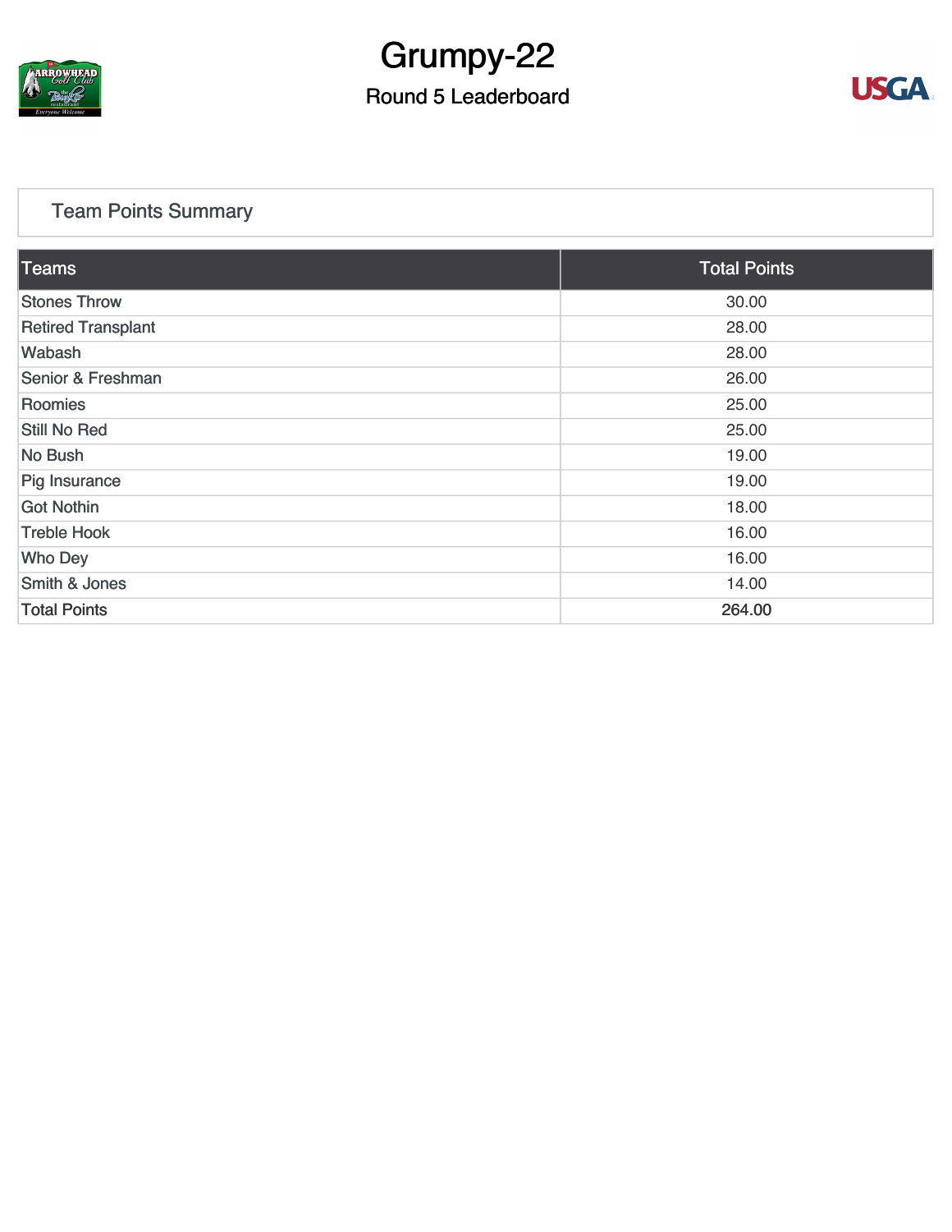# Grumpy-22

## Round 5 Leaderboard

### Team Points Summary

| Teams | Total Points |
| --- | --- |
| Stones Throw | 30.00 |
| Retired Transplant | 28.00 |
| Wabash | 28.00 |
| Senior & Freshman | 26.00 |
| Roomies | 25.00 |
| Still No Red | 25.00 |
| No Bush | 19.00 |
| Pig Insurance | 19.00 |
| Got Nothin | 18.00 |
| Treble Hook | 16.00 |
| Who Dey | 16.00 |
| Smith & Jones | 14.00 |
| Total Points | 264.00 |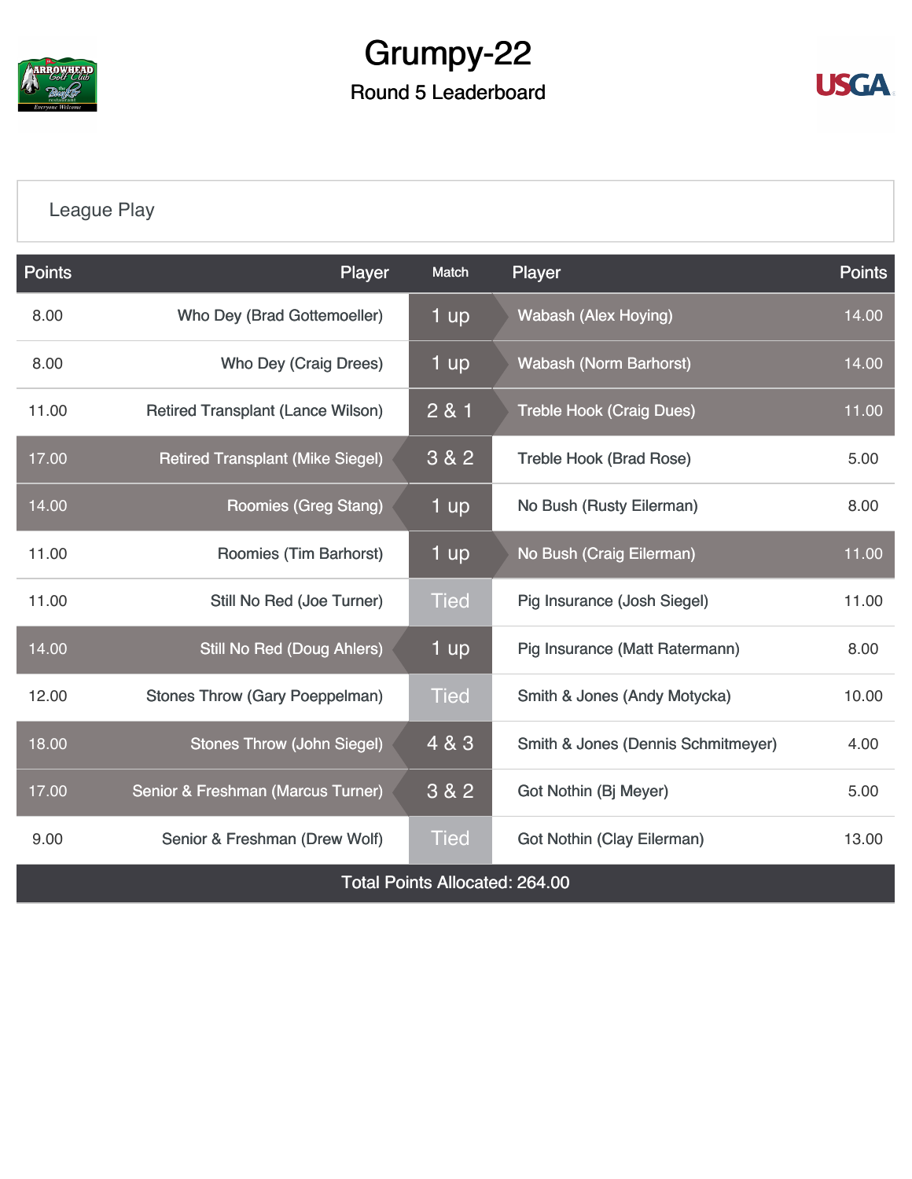# Grumpy-22

## Round 5 Leaderboard

League Play

| Points | Player | Match | Player | Points |
|---|---|---|---|---|
| 8.00 | Who Dey (Brad Gottemoeller) | 1 up | Wabash (Alex Hoying) | 14.00 |
| 8.00 | Who Dey (Craig Drees) | 1 up | Wabash (Norm Barhorst) | 14.00 |
| 11.00 | Retired Transplant (Lance Wilson) | 2 & 1 | Treble Hook (Craig Dues) | 11.00 |
| 17.00 | Retired Transplant (Mike Siegel) | 3 & 2 | Treble Hook (Brad Rose) | 5.00 |
| 14.00 | Roomies (Greg Stang) | 1 up | No Bush (Rusty Eilerman) | 8.00 |
| 11.00 | Roomies (Tim Barhorst) | 1 up | No Bush (Craig Eilerman) | 11.00 |
| 11.00 | Still No Red (Joe Turner) | Tied | Pig Insurance (Josh Siegel) | 11.00 |
| 14.00 | Still No Red (Doug Ahlers) | 1 up | Pig Insurance (Matt Ratermann) | 8.00 |
| 12.00 | Stones Throw (Gary Poeppelman) | Tied | Smith & Jones (Andy Motycka) | 10.00 |
| 18.00 | Stones Throw (John Siegel) | 4 & 3 | Smith & Jones (Dennis Schmitmeyer) | 4.00 |
| 17.00 | Senior & Freshman (Marcus Turner) | 3 & 2 | Got Nothin (Bj Meyer) | 5.00 |
| 9.00 | Senior & Freshman (Drew Wolf) | Tied | Got Nothin (Clay Eilerman) | 13.00 |

Total Points Allocated: 264.00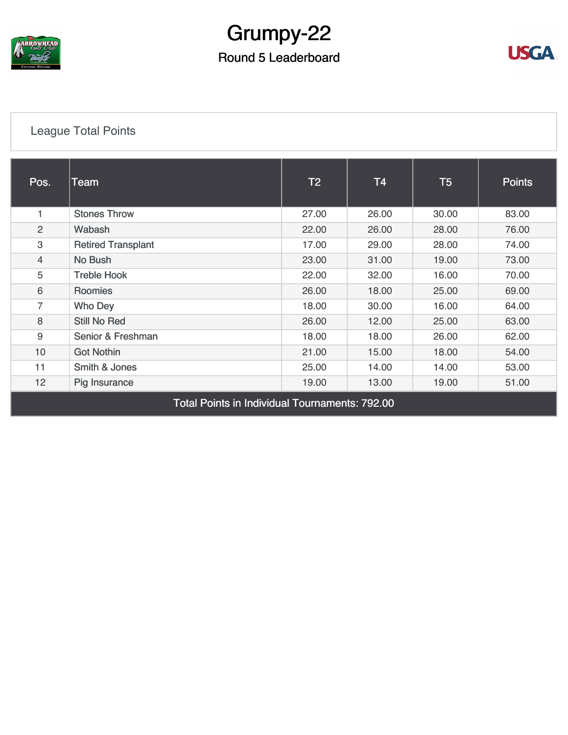# Grumpy-22

## Round 5 Leaderboard

League Total Points

| Pos. | Team | T2 | T4 | T5 | Points |
|---|---|---|---|---|---|
| 1 | Stones Throw | 27.00 | 26.00 | 30.00 | 83.00 |
| 2 | Wabash | 22.00 | 26.00 | 28.00 | 76.00 |
| 3 | Retired Transplant | 17.00 | 29.00 | 28.00 | 74.00 |
| 4 | No Bush | 23.00 | 31.00 | 19.00 | 73.00 |
| 5 | Treble Hook | 22.00 | 32.00 | 16.00 | 70.00 |
| 6 | Roomies | 26.00 | 18.00 | 25.00 | 69.00 |
| 7 | Who Dey | 18.00 | 30.00 | 16.00 | 64.00 |
| 8 | Still No Red | 26.00 | 12.00 | 25.00 | 63.00 |
| 9 | Senior & Freshman | 18.00 | 18.00 | 26.00 | 62.00 |
| 10 | Got Nothin | 21.00 | 15.00 | 18.00 | 54.00 |
| 11 | Smith & Jones | 25.00 | 14.00 | 14.00 | 53.00 |
| 12 | Pig Insurance | 19.00 | 13.00 | 19.00 | 51.00 |
| Total Points in Individual Tournaments: 792.00 | | | | | |